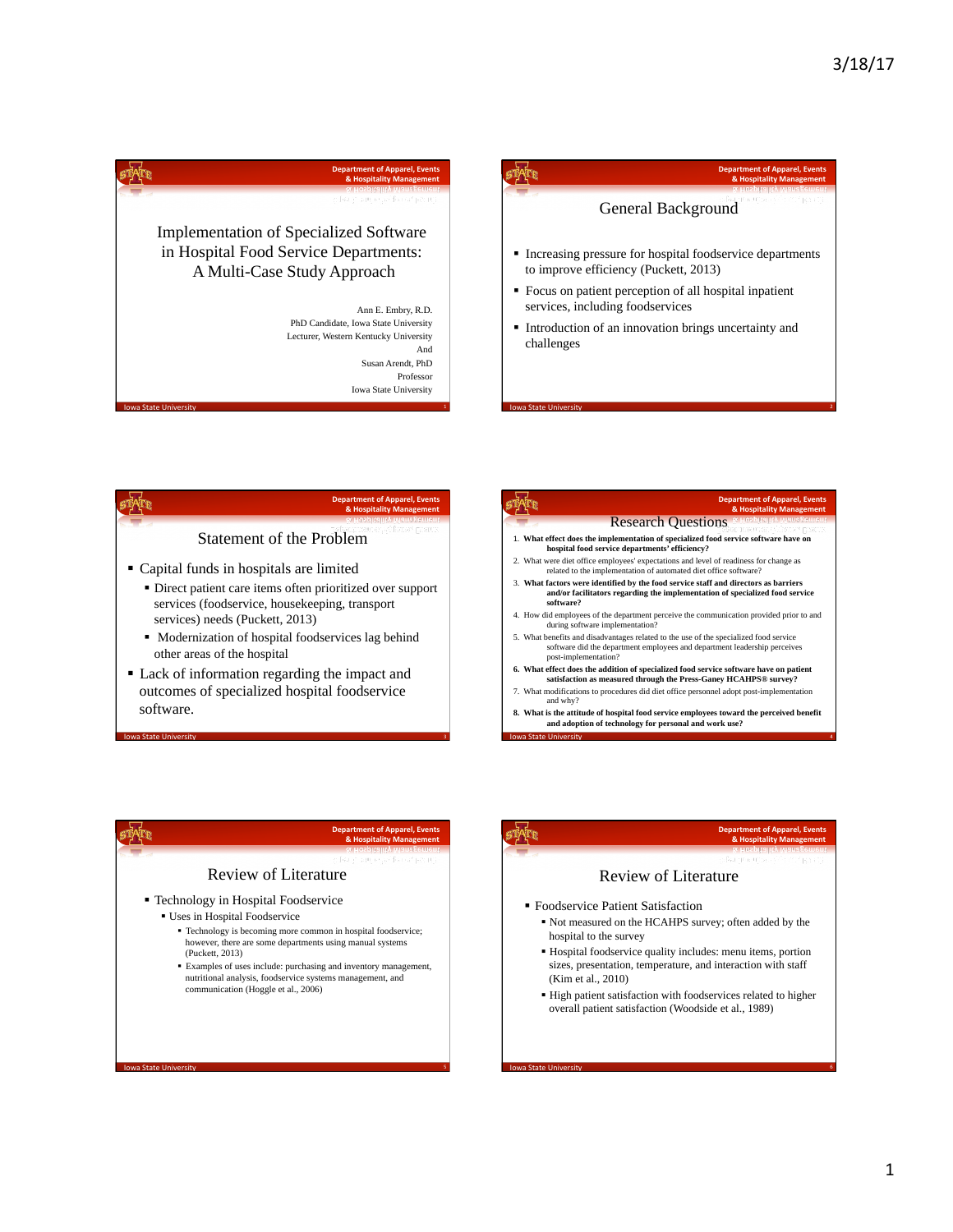# Implementation of Specialized Software in Hospital Food Service Departments: A Multi-Case Study Approach

Ann E. Embry, R.D.
PhD Candidate, Iowa State University
Lecturer, Western Kentucky University
And
Susan Arendt, PhD
Professor
Iowa State University

## General Background

- Increasing pressure for hospital foodservice departments to improve efficiency (Puckett, 2013)
- Focus on patient perception of all hospital inpatient services, including foodservices
- Introduction of an innovation brings uncertainty and challenges

## Statement of the Problem

- Capital funds in hospitals are limited
  - Direct patient care items often prioritized over support services (foodservice, housekeeping, transport services) needs (Puckett, 2013)
  - Modernization of hospital foodservices lag behind other areas of the hospital
- Lack of information regarding the impact and outcomes of specialized hospital foodservice software.

## Research Questions

1. **What effect does the implementation of specialized food service software have on hospital food service departments' efficiency?**
2. What were diet office employees' expectations and level of readiness for change as related to the implementation of automated diet office software?
3. **What factors were identified by the food service staff and directors as barriers and/or facilitators regarding the implementation of specialized food service software?**
4. How did employees of the department perceive the communication provided prior to and during software implementation?
5. What benefits and disadvantages related to the use of the specialized food service software did the department employees and department leadership perceives post-implementation?
6. **What effect does the addition of specialized food service software have on patient satisfaction as measured through the Press-Ganey HCAHPS® survey?**
7. What modifications to procedures did diet office personnel adopt post-implementation and why?
8. **What is the attitude of hospital food service employees toward the perceived benefit and adoption of technology for personal and work use?**

## Review of Literature

- Technology in Hospital Foodservice
  - Uses in Hospital Foodservice
    - Technology is becoming more common in hospital foodservice; however, there are some departments using manual systems (Puckett, 2013)
    - Examples of uses include: purchasing and inventory management, nutritional analysis, foodservice systems management, and communication (Hoggle et al., 2006)

## Review of Literature

- Foodservice Patient Satisfaction
  - Not measured on the HCAHPS survey; often added by the hospital to the survey
  - Hospital foodservice quality includes: menu items, portion sizes, presentation, temperature, and interaction with staff (Kim et al., 2010)
  - High patient satisfaction with foodservices related to higher overall patient satisfaction (Woodside et al., 1989)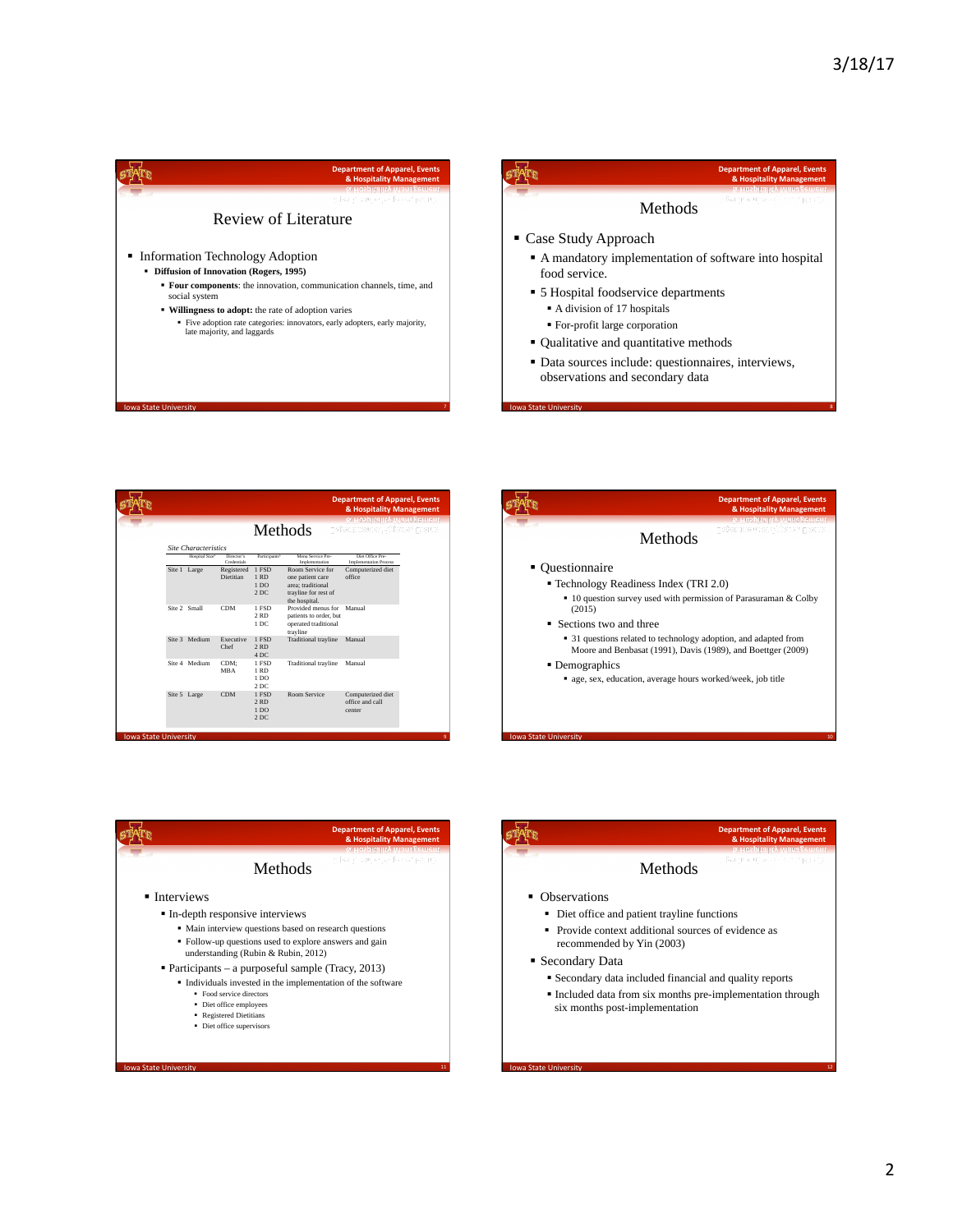## Review of Literature

- Information Technology Adoption
  - **Diffusion of Innovation (Rogers, 1995)**
    - **Four components**: the innovation, communication channels, time, and social system
    - **Willingness to adopt:** the rate of adoption varies
      - Five adoption rate categories: innovators, early adopters, early majority, late majority, and laggards

## Methods

- Case Study Approach
  - A mandatory implementation of software into hospital food service.
  - 5 Hospital foodservice departments
    - A division of 17 hospitals
    - For-profit large corporation
  - Qualitative and quantitative methods
  - Data sources include: questionnaires, interviews, observations and secondary data

## Methods

*Site Characteristics*

| | Hospital Size[a] | Director's Credentials | Participants[b] | Menu Service Pre-Implementation | Diet Office Pre-Implementation Process |
|---|---|---|---|---|---|
| Site 1 | Large | Registered Dietitian | 1 FSD<br>1 RD<br>1 DO<br>2 DC | Room Service for one patient care area; traditional trayline for rest of the hospital. | Computerized diet office |
| Site 2 | Small | CDM | 1 FSD<br>2 RD<br>1 DC | Provided menus for patients to order, but operated traditional trayline | Manual |
| Site 3 | Medium | Executive Chef | 1 FSD<br>2 RD<br>4 DC | Traditional trayline | Manual |
| Site 4 | Medium | CDM; MBA | 1 FSD<br>1 RD<br>1 DO<br>2 DC | Traditional trayline | Manual |
| Site 5 | Large | CDM | 1 FSD<br>2 RD<br>1 DO<br>2 DC | Room Service | Computerized diet office and call center |

## Methods

- Questionnaire
  - Technology Readiness Index (TRI 2.0)
    - 10 question survey used with permission of Parasuraman & Colby (2015)
  - Sections two and three
    - 31 questions related to technology adoption, and adapted from Moore and Benbasat (1991), Davis (1989), and Boettger (2009)
  - Demographics
    - age, sex, education, average hours worked/week, job title

## Methods

- Interviews
  - In-depth responsive interviews
    - Main interview questions based on research questions
    - Follow-up questions used to explore answers and gain understanding (Rubin & Rubin, 2012)
  - Participants – a purposeful sample (Tracy, 2013)
    - Individuals invested in the implementation of the software
      - Food service directors
      - Diet office employees
      - Registered Dietitians
      - Diet office supervisors

## Methods

- Observations
  - Diet office and patient trayline functions
  - Provide context additional sources of evidence as recommended by Yin (2003)
- Secondary Data
  - Secondary data included financial and quality reports
  - Included data from six months pre-implementation through six months post-implementation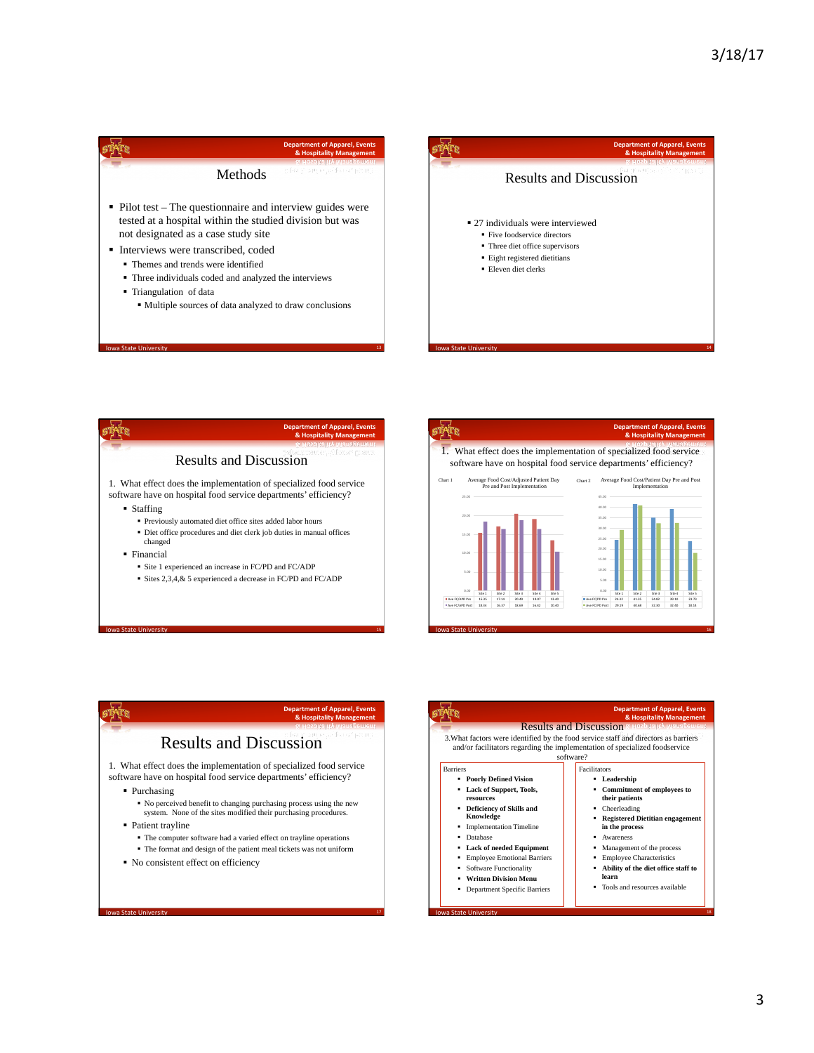## Methods

- Pilot test – The questionnaire and interview guides were tested at a hospital within the studied division but was not designated as a case study site
- Interviews were transcribed, coded
  - Themes and trends were identified
  - Three individuals coded and analyzed the interviews
  - Triangulation of data
    - Multiple sources of data analyzed to draw conclusions

## Results and Discussion

- 27 individuals were interviewed
  - Five foodservice directors
  - Three diet office supervisors
  - Eight registered dietitians
  - Eleven diet clerks

## Results and Discussion

1. What effect does the implementation of specialized food service software have on hospital food service departments' efficiency?

- Staffing
  - Previously automated diet office sites added labor hours
  - Diet office procedures and diet clerk job duties in manual offices changed
- Financial
  - Site 1 experienced an increase in FC/PD and FC/ADP
  - Sites 2,3,4,& 5 experienced a decrease in FC/PD and FC/ADP

## 1. What effect does the implementation of specialized food service software have on hospital food service departments' efficiency?

Chart 1 Average Food Cost/Adjusted Patient Day Pre and Post Implementation

| | Site 1 | Site 2 | Site 3 | Site 4 | Site 5 |
|---|---|---|---|---|---|
| Ave FC/APD Pre | 15.35 | 17.14 | 20.49 | 19.37 | 13.40 |
| Ave FC/APD Post | 18.34 | 16.37 | 18.69 | 16.42 | 10.40 |

Chart 2 Average Food Cost/Patient Day Pre and Post Implementation

| | Site 1 | Site 2 | Site 3 | Site 4 | Site 5 |
|---|---|---|---|---|---|
| Ave FC/PD Pre | 24.32 | 41.35 | 34.82 | 39.10 | 23.70 |
| Ave FC/PD Post | 29.19 | 40.68 | 32.30 | 32.40 | 18.14 |

## Results and Discussion

1. What effect does the implementation of specialized food service software have on hospital food service departments' efficiency?

- Purchasing
  - No perceived benefit to changing purchasing process using the new system. None of the sites modified their purchasing procedures.
- Patient trayline
  - The computer software had a varied effect on trayline operations
  - The format and design of the patient meal tickets was not uniform
- No consistent effect on efficiency

## Results and Discussion

3. What factors were identified by the food service staff and directors as barriers and/or facilitators regarding the implementation of specialized foodservice software?

**Barriers**

- **Poorly Defined Vision**
- **Lack of Support, Tools, resources**
- **Deficiency of Skills and Knowledge**
- Implementation Timeline
- Database
- **Lack of needed Equipment**
- Employee Emotional Barriers
- Software Functionality
- **Written Division Menu**
- Department Specific Barriers

**Facilitators**

- **Leadership**
- **Commitment of employees to their patients**
- Cheerleading
- **Registered Dietitian engagement in the process**
- Awareness
- Management of the process
- Employee Characteristics
- **Ability of the diet office staff to learn**
- Tools and resources available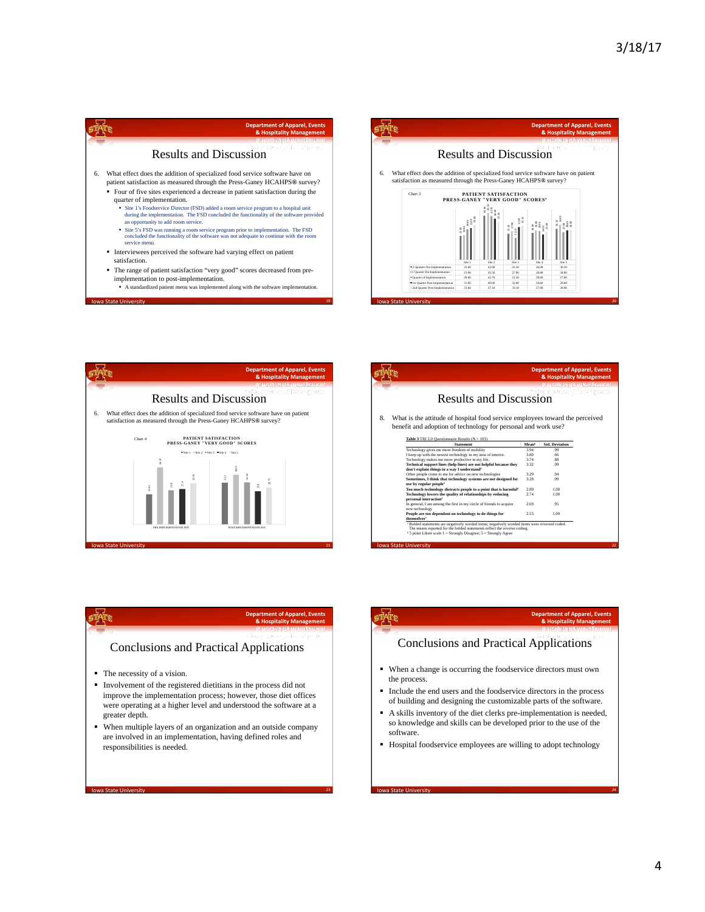## Results and Discussion

6. What effect does the addition of specialized food service software have on patient satisfaction as measured through the Press-Ganey HCAHPS® survey?
   - Four of five sites experienced a decrease in patient satisfaction during the quarter of implementation.
     - Site 1's Foodservice Director (FSD) added a room service program to a hospital unit during the implementation. The FSD concluded the functionality of the software provided an opportunity to add room service.
     - Site 5's FSD was running a room service program prior to implementation. The FSD concluded the functionality of the software was not adequate to continue with the room service menu.
   - Interviewees perceived the software had varying effect on patient satisfaction.
   - The range of patient satisfaction "very good" scores decreased from pre-implementation to post-implementation.
     - A standardized patient menu was implemented along with the software implementation.

## Results and Discussion

6. What effect does the addition of specialized food service software have on patient satisfaction as measured through the Press-Ganey HCAHPS® survey?

Chart 3

PATIENT SATISFACTION
PRESS-GANEY "VERY GOOD" SCORES[a]

| | Site 1 | Site 2 | Site 3 | Site 4 | Site 5 |
|---|---|---|---|---|---|
| 2 Quarter Pre-Implementation | 23.80 | 43.00 | 25.30 | 26.00 | 30.30 |
| 1 Quarter Pre-Implementation | 23.80 | 45.50 | 27.90 | 28.00 | 34.80 |
| Quarter of Implementation | 29.00 | 42.70 | 21.50 | 28.00 | 27.80 |
| 1st Quarter Post-Implementation | 31.80 | 40.00 | 32.80 | 24.60 | 28.60 |
| 2nd Quarter Post-Implementation | 33.60 | 37.10 | 33.10 | 27.00 | 28.90 |

## Results and Discussion

6. What effect does the addition of specialized food service software have on patient satisfaction as measured through the Press-Ganey HCAHPS® survey?

Chart 4

PATIENT SATISFACTION
PRESS-GANEY "VERY GOOD" SCORES

| | Site 1 | Site 2 | Site 3 | Site 4 | Site 5 |
|---|---|---|---|---|---|
| PRE-IMPLEMENTATION AVE | 23.8 | 44.25 | 26.6 | 27.0 | 32.55 |
| POST-IMPLEMENTATION AVE | 32.7 | 38.55 | 32.95 | 25.8 | 28.75 |

## Results and Discussion

8. What is the attitude of hospital food service employees toward the perceived benefit and adoption of technology for personal and work use?

Table 3 TRI 2.0 Questionnaire Results (N = 103)

| Statement | Mean[a] | Std. Deviation |
|---|---|---|
| Technology gives me more freedom of mobility | 3.94 | .99 |
| I keep up with the newest technology in my area of interest. | 3.80 | .66 |
| Technology makes me more productive in my life. | 3.74 | .88 |
| **Technical support lines (help lines) are not helpful because they don't explain things in a way I understand**[b] | 3.32 | .99 |
| Other people come to me for advice on new technologies | 3.29 | .94 |
| **Sometimes, I think that technology systems are not designed for use by regular people**[b] | 3.28 | .99 |
| **Too much technology distracts people to a point that is harmful**[b] | 2.89 | 1.08 |
| **Technology lowers the quality of relationships by reducing personal interaction**[b] | 2.74 | 1.08 |
| In general, I am among the first in my circle of friends to acquire new technology | 2.69 | .95 |
| **People are too dependent on technology to do things for themselves**[b] | 2.53 | 1.00 |

[a] Bolded statements are negatively worded items; negatively worded items were reversed coded. The means reported for the bolded statements reflect the reverse coding.
[b] 5 point Likert scale 1 = Strongly Disagree; 5 = Strongly Agree

## Conclusions and Practical Applications

- The necessity of a vision.
- Involvement of the registered dietitians in the process did not improve the implementation process; however, those diet offices were operating at a higher level and understood the software at a greater depth.
- When multiple layers of an organization and an outside company are involved in an implementation, having defined roles and responsibilities is needed.

## Conclusions and Practical Applications

- When a change is occurring the foodservice directors must own the process.
- Include the end users and the foodservice directors in the process of building and designing the customizable parts of the software.
- A skills inventory of the diet clerks pre-implementation is needed, so knowledge and skills can be developed prior to the use of the software.
- Hospital foodservice employees are willing to adopt technology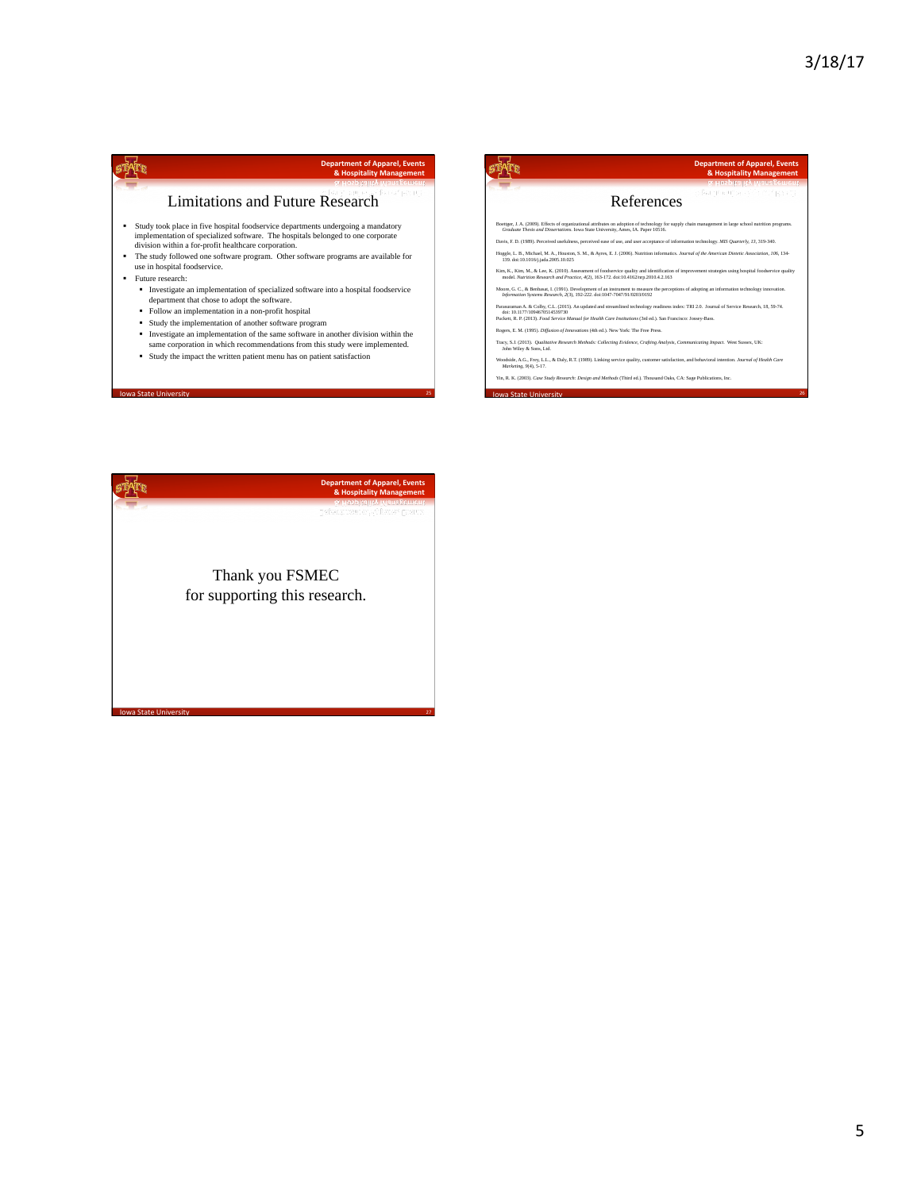## Limitations and Future Research

- Study took place in five hospital foodservice departments undergoing a mandatory implementation of specialized software. The hospitals belonged to one corporate division within a for-profit healthcare corporation.
- The study followed one software program. Other software programs are available for use in hospital foodservice.
- Future research:
  - Investigate an implementation of specialized software into a hospital foodservice department that chose to adopt the software.
  - Follow an implementation in a non-profit hospital
  - Study the implementation of another software program
  - Investigate an implementation of the same software in another division within the same corporation in which recommendations from this study were implemented.
  - Study the impact the written patient menu has on patient satisfaction

## References

Boettger, J. A. (2009). Effects of organizational attributes on adoption of technology for supply chain management in large school nutrition programs. *Graduate Thesis and Dissertations*. Iowa State University, Ames, IA. Paper 10516.

Davis, F. D. (1989). Perceived usefulness, perceived ease of use, and user acceptance of information technology. *MIS Quarterly, 13*, 319-340.

Hoggle, L. B., Michael, M. A., Houston, S. M., & Ayres, E. J. (2006). Nutrition informatics. *Journal of the American Dietetic Association, 106*, 134-139. doi:10.1016/j.jada.2005.10.025

Kim, K., Kim, M., & Lee, K. (2010). Assessment of foodservice quality and identification of improvement strategies using hospital foodservice quality model. *Nutrition Research and Practice, 4*(2), 163-172. doi:10.4162/nrp.2010.4.2.163

Moore, G. C., & Benbasat, I. (1991). Development of an instrument to measure the perceptions of adopting an information technology innovation. *Information Systems Research, 2*(3), 192-222. doi:1047-7047/91/0203/0192

Parasuraman A. & Colby, C.L. (2015). An updated and streamlined technology readiness index: TRI 2.0. Journal of Service Research, 18, 59-74. doi: 10.1177/1094670514539730

Puckett, R. P. (2013). *Food Service Manual for Health Care Institutions* (3rd ed.). San Francisco: Jossey-Bass.

Rogers, E. M. (1995). *Diffusion of Innovations* (4th ed.). New York: The Free Press.

Tracy, S.J. (2013). *Qualitative Research Methods: Collecting Evidence, Crafting Analysis, Communicating Impact.* West Sussex, UK: John Wiley & Sons, Ltd.

Woodside, A.G., Frey, L.L., & Daly, R.T. (1989). Linking service quality, customer satisfaction, and behavioral intention. *Journal of Health Care Marketing, 9*(4), 5-17.

Yin, R. K. (2003). *Case Study Research: Design and Methods* (Third ed.). Thousand Oaks, CA: Sage Publications, Inc.

Thank you FSMEC
for supporting this research.